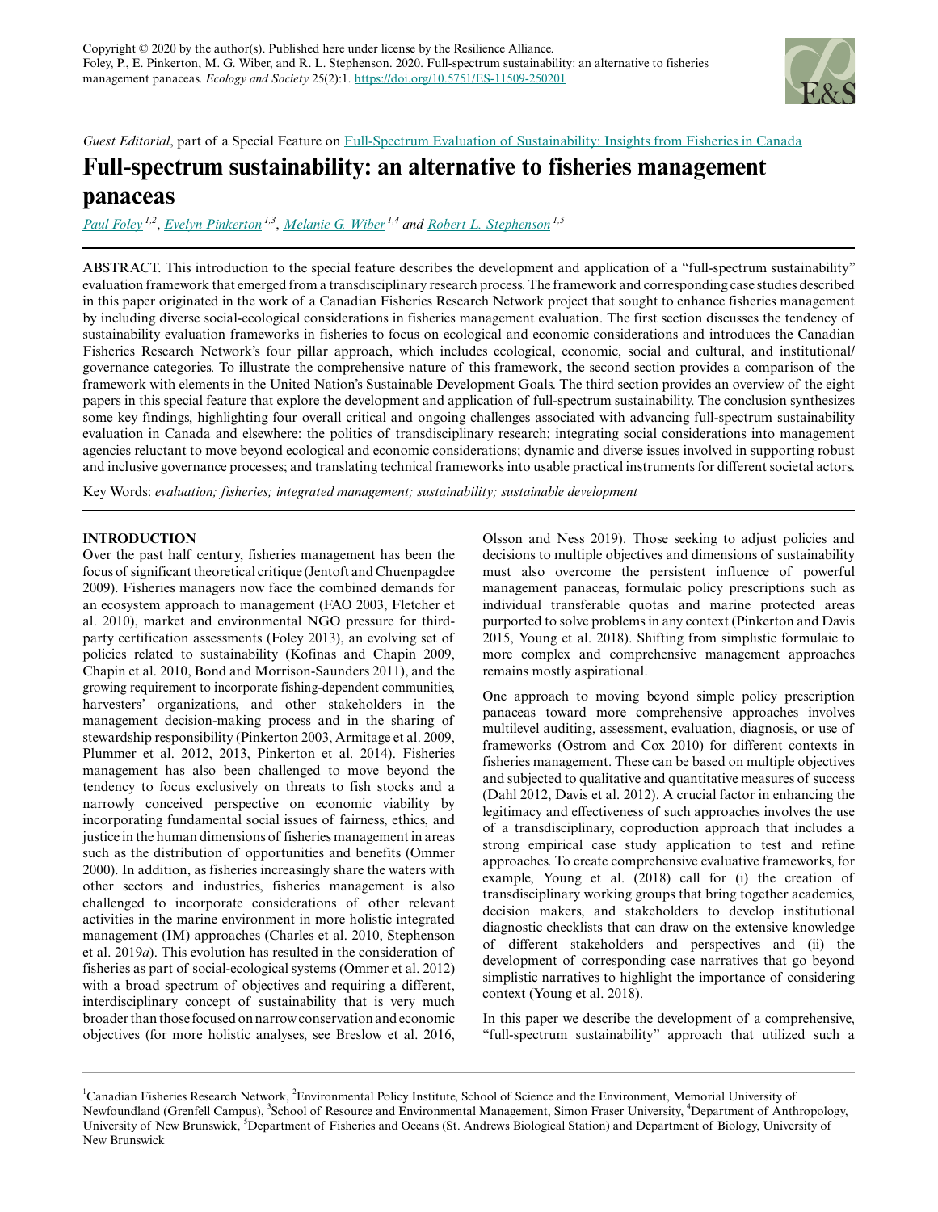*Guest Editorial*, part of a Special Feature on Full-Spectrum Evaluation of Sustainability: Insights from Fisheries in Canada

# Full-spectrum sustainability: an alternative to fisheries management panaceas

Paul Foley [1,2], Evelyn Pinkerton [1,3], Melanie G. Wiber [1,4] and Robert L. Stephenson [1,5]

ABSTRACT. This introduction to the special feature describes the development and application of a "full-spectrum sustainability" evaluation framework that emerged from a transdisciplinary research process. The framework and corresponding case studies described in this paper originated in the work of a Canadian Fisheries Research Network project that sought to enhance fisheries management by including diverse social-ecological considerations in fisheries management evaluation. The first section discusses the tendency of sustainability evaluation frameworks in fisheries to focus on ecological and economic considerations and introduces the Canadian Fisheries Research Network's four pillar approach, which includes ecological, economic, social and cultural, and institutional/governance categories. To illustrate the comprehensive nature of this framework, the second section provides a comparison of the framework with elements in the United Nation's Sustainable Development Goals. The third section provides an overview of the eight papers in this special feature that explore the development and application of full-spectrum sustainability. The conclusion synthesizes some key findings, highlighting four overall critical and ongoing challenges associated with advancing full-spectrum sustainability evaluation in Canada and elsewhere: the politics of transdisciplinary research; integrating social considerations into management agencies reluctant to move beyond ecological and economic considerations; dynamic and diverse issues involved in supporting robust and inclusive governance processes; and translating technical frameworks into usable practical instruments for different societal actors.

Key Words: *evaluation; fisheries; integrated management; sustainability; sustainable development*

## INTRODUCTION

Over the past half century, fisheries management has been the focus of significant theoretical critique (Jentoft and Chuenpagdee 2009). Fisheries managers now face the combined demands for an ecosystem approach to management (FAO 2003, Fletcher et al. 2010), market and environmental NGO pressure for third-party certification assessments (Foley 2013), an evolving set of policies related to sustainability (Kofinas and Chapin 2009, Chapin et al. 2010, Bond and Morrison-Saunders 2011), and the growing requirement to incorporate fishing-dependent communities, harvesters' organizations, and other stakeholders in the management decision-making process and in the sharing of stewardship responsibility (Pinkerton 2003, Armitage et al. 2009, Plummer et al. 2012, 2013, Pinkerton et al. 2014). Fisheries management has also been challenged to move beyond the tendency to focus exclusively on threats to fish stocks and a narrowly conceived perspective on economic viability by incorporating fundamental social issues of fairness, ethics, and justice in the human dimensions of fisheries management in areas such as the distribution of opportunities and benefits (Ommer 2000). In addition, as fisheries increasingly share the waters with other sectors and industries, fisheries management is also challenged to incorporate considerations of other relevant activities in the marine environment in more holistic integrated management (IM) approaches (Charles et al. 2010, Stephenson et al. 2019*a*). This evolution has resulted in the consideration of fisheries as part of social-ecological systems (Ommer et al. 2012) with a broad spectrum of objectives and requiring a different, interdisciplinary concept of sustainability that is very much broader than those focused on narrow conservation and economic objectives (for more holistic analyses, see Breslow et al. 2016, Olsson and Ness 2019). Those seeking to adjust policies and decisions to multiple objectives and dimensions of sustainability must also overcome the persistent influence of powerful management panaceas, formulaic policy prescriptions such as individual transferable quotas and marine protected areas purported to solve problems in any context (Pinkerton and Davis 2015, Young et al. 2018). Shifting from simplistic formulaic to more complex and comprehensive management approaches remains mostly aspirational.

One approach to moving beyond simple policy prescription panaceas toward more comprehensive approaches involves multilevel auditing, assessment, evaluation, diagnosis, or use of frameworks (Ostrom and Cox 2010) for different contexts in fisheries management. These can be based on multiple objectives and subjected to qualitative and quantitative measures of success (Dahl 2012, Davis et al. 2012). A crucial factor in enhancing the legitimacy and effectiveness of such approaches involves the use of a transdisciplinary, coproduction approach that includes a strong empirical case study application to test and refine approaches. To create comprehensive evaluative frameworks, for example, Young et al. (2018) call for (i) the creation of transdisciplinary working groups that bring together academics, decision makers, and stakeholders to develop institutional diagnostic checklists that can draw on the extensive knowledge of different stakeholders and perspectives and (ii) the development of corresponding case narratives that go beyond simplistic narratives to highlight the importance of considering context (Young et al. 2018).

In this paper we describe the development of a comprehensive, "full-spectrum sustainability" approach that utilized such a

[1] Canadian Fisheries Research Network, [2] Environmental Policy Institute, School of Science and the Environment, Memorial University of Newfoundland (Grenfell Campus), [3] School of Resource and Environmental Management, Simon Fraser University, [4] Department of Anthropology, University of New Brunswick, [5] Department of Fisheries and Oceans (St. Andrews Biological Station) and Department of Biology, University of New Brunswick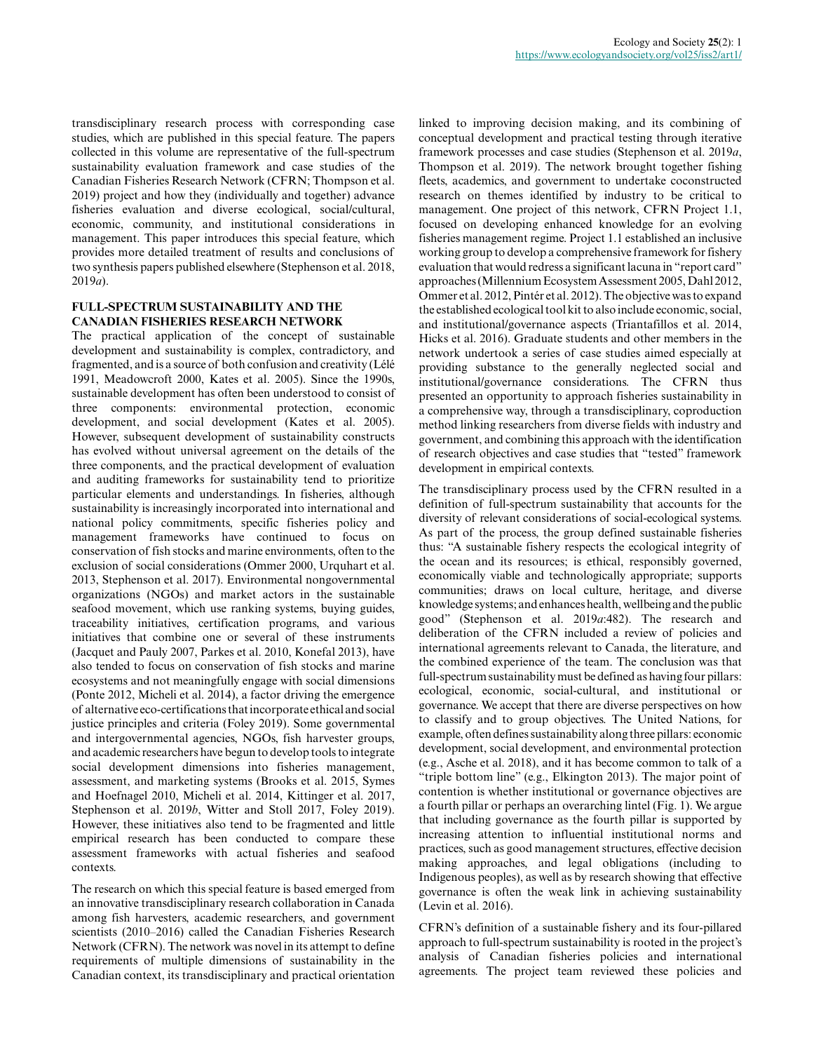transdisciplinary research process with corresponding case studies, which are published in this special feature. The papers collected in this volume are representative of the full-spectrum sustainability evaluation framework and case studies of the Canadian Fisheries Research Network (CFRN; Thompson et al. 2019) project and how they (individually and together) advance fisheries evaluation and diverse ecological, social/cultural, economic, community, and institutional considerations in management. This paper introduces this special feature, which provides more detailed treatment of results and conclusions of two synthesis papers published elsewhere (Stephenson et al. 2018, 2019*a*).

## FULL-SPECTRUM SUSTAINABILITY AND THE CANADIAN FISHERIES RESEARCH NETWORK

The practical application of the concept of sustainable development and sustainability is complex, contradictory, and fragmented, and is a source of both confusion and creativity (Lélé 1991, Meadowcroft 2000, Kates et al. 2005). Since the 1990s, sustainable development has often been understood to consist of three components: environmental protection, economic development, and social development (Kates et al. 2005). However, subsequent development of sustainability constructs has evolved without universal agreement on the details of the three components, and the practical development of evaluation and auditing frameworks for sustainability tend to prioritize particular elements and understandings. In fisheries, although sustainability is increasingly incorporated into international and national policy commitments, specific fisheries policy and management frameworks have continued to focus on conservation of fish stocks and marine environments, often to the exclusion of social considerations (Ommer 2000, Urquhart et al. 2013, Stephenson et al. 2017). Environmental nongovernmental organizations (NGOs) and market actors in the sustainable seafood movement, which use ranking systems, buying guides, traceability initiatives, certification programs, and various initiatives that combine one or several of these instruments (Jacquet and Pauly 2007, Parkes et al. 2010, Konefal 2013), have also tended to focus on conservation of fish stocks and marine ecosystems and not meaningfully engage with social dimensions (Ponte 2012, Micheli et al. 2014), a factor driving the emergence of alternative eco-certifications that incorporate ethical and social justice principles and criteria (Foley 2019). Some governmental and intergovernmental agencies, NGOs, fish harvester groups, and academic researchers have begun to develop tools to integrate social development dimensions into fisheries management, assessment, and marketing systems (Brooks et al. 2015, Symes and Hoefnagel 2010, Micheli et al. 2014, Kittinger et al. 2017, Stephenson et al. 2019*b*, Witter and Stoll 2017, Foley 2019). However, these initiatives also tend to be fragmented and little empirical research has been conducted to compare these assessment frameworks with actual fisheries and seafood contexts.

The research on which this special feature is based emerged from an innovative transdisciplinary research collaboration in Canada among fish harvesters, academic researchers, and government scientists (2010–2016) called the Canadian Fisheries Research Network (CFRN). The network was novel in its attempt to define requirements of multiple dimensions of sustainability in the Canadian context, its transdisciplinary and practical orientation linked to improving decision making, and its combining of conceptual development and practical testing through iterative framework processes and case studies (Stephenson et al. 2019*a*, Thompson et al. 2019). The network brought together fishing fleets, academics, and government to undertake coconstructed research on themes identified by industry to be critical to management. One project of this network, CFRN Project 1.1, focused on developing enhanced knowledge for an evolving fisheries management regime. Project 1.1 established an inclusive working group to develop a comprehensive framework for fishery evaluation that would redress a significant lacuna in "report card" approaches (Millennium Ecosystem Assessment 2005, Dahl 2012, Ommer et al. 2012, Pintér et al. 2012). The objective was to expand the established ecological tool kit to also include economic, social, and institutional/governance aspects (Triantafillos et al. 2014, Hicks et al. 2016). Graduate students and other members in the network undertook a series of case studies aimed especially at providing substance to the generally neglected social and institutional/governance considerations. The CFRN thus presented an opportunity to approach fisheries sustainability in a comprehensive way, through a transdisciplinary, coproduction method linking researchers from diverse fields with industry and government, and combining this approach with the identification of research objectives and case studies that "tested" framework development in empirical contexts.

The transdisciplinary process used by the CFRN resulted in a definition of full-spectrum sustainability that accounts for the diversity of relevant considerations of social-ecological systems. As part of the process, the group defined sustainable fisheries thus: "A sustainable fishery respects the ecological integrity of the ocean and its resources; is ethical, responsibly governed, economically viable and technologically appropriate; supports communities; draws on local culture, heritage, and diverse knowledge systems; and enhances health, wellbeing and the public good" (Stephenson et al. 2019*a*:482). The research and deliberation of the CFRN included a review of policies and international agreements relevant to Canada, the literature, and the combined experience of the team. The conclusion was that full-spectrum sustainability must be defined as having four pillars: ecological, economic, social-cultural, and institutional or governance. We accept that there are diverse perspectives on how to classify and to group objectives. The United Nations, for example, often defines sustainability along three pillars: economic development, social development, and environmental protection (e.g., Asche et al. 2018), and it has become common to talk of a "triple bottom line" (e.g., Elkington 2013). The major point of contention is whether institutional or governance objectives are a fourth pillar or perhaps an overarching lintel (Fig. 1). We argue that including governance as the fourth pillar is supported by increasing attention to influential institutional norms and practices, such as good management structures, effective decision making approaches, and legal obligations (including to Indigenous peoples), as well as by research showing that effective governance is often the weak link in achieving sustainability (Levin et al. 2016).

CFRN's definition of a sustainable fishery and its four-pillared approach to full-spectrum sustainability is rooted in the project's analysis of Canadian fisheries policies and international agreements. The project team reviewed these policies and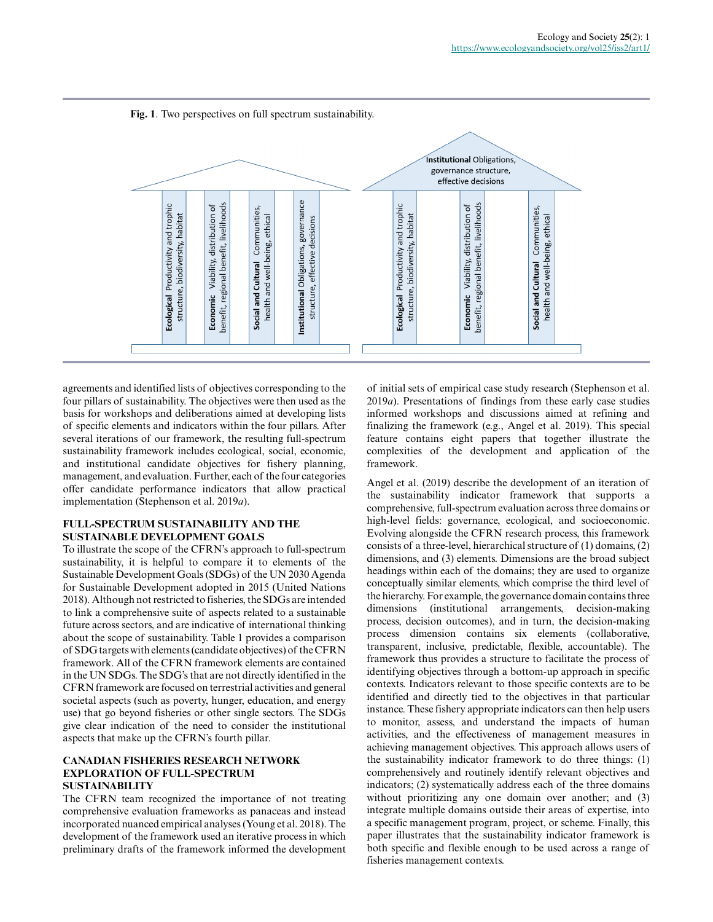Fig. 1. Two perspectives on full spectrum sustainability.

agreements and identified lists of objectives corresponding to the four pillars of sustainability. The objectives were then used as the basis for workshops and deliberations aimed at developing lists of specific elements and indicators within the four pillars. After several iterations of our framework, the resulting full-spectrum sustainability framework includes ecological, social, economic, and institutional candidate objectives for fishery planning, management, and evaluation. Further, each of the four categories offer candidate performance indicators that allow practical implementation (Stephenson et al. 2019*a*).

## FULL-SPECTRUM SUSTAINABILITY AND THE SUSTAINABLE DEVELOPMENT GOALS

To illustrate the scope of the CFRN's approach to full-spectrum sustainability, it is helpful to compare it to elements of the Sustainable Development Goals (SDGs) of the UN 2030 Agenda for Sustainable Development adopted in 2015 (United Nations 2018). Although not restricted to fisheries, the SDGs are intended to link a comprehensive suite of aspects related to a sustainable future across sectors, and are indicative of international thinking about the scope of sustainability. Table 1 provides a comparison of SDG targets with elements (candidate objectives) of the CFRN framework. All of the CFRN framework elements are contained in the UN SDGs. The SDG's that are not directly identified in the CFRN framework are focused on terrestrial activities and general societal aspects (such as poverty, hunger, education, and energy use) that go beyond fisheries or other single sectors. The SDGs give clear indication of the need to consider the institutional aspects that make up the CFRN's fourth pillar.

## CANADIAN FISHERIES RESEARCH NETWORK EXPLORATION OF FULL-SPECTRUM SUSTAINABILITY

The CFRN team recognized the importance of not treating comprehensive evaluation frameworks as panaceas and instead incorporated nuanced empirical analyses (Young et al. 2018). The development of the framework used an iterative process in which preliminary drafts of the framework informed the development of initial sets of empirical case study research (Stephenson et al. 2019*a*). Presentations of findings from these early case studies informed workshops and discussions aimed at refining and finalizing the framework (e.g., Angel et al. 2019). This special feature contains eight papers that together illustrate the complexities of the development and application of the framework.

Angel et al. (2019) describe the development of an iteration of the sustainability indicator framework that supports a comprehensive, full-spectrum evaluation across three domains or high-level fields: governance, ecological, and socioeconomic. Evolving alongside the CFRN research process, this framework consists of a three-level, hierarchical structure of (1) domains, (2) dimensions, and (3) elements. Dimensions are the broad subject headings within each of the domains; they are used to organize conceptually similar elements, which comprise the third level of the hierarchy. For example, the governance domain contains three dimensions (institutional arrangements, decision-making process, decision outcomes), and in turn, the decision-making process dimension contains six elements (collaborative, transparent, inclusive, predictable, flexible, accountable). The framework thus provides a structure to facilitate the process of identifying objectives through a bottom-up approach in specific contexts. Indicators relevant to those specific contexts are to be identified and directly tied to the objectives in that particular instance. These fishery appropriate indicators can then help users to monitor, assess, and understand the impacts of human activities, and the effectiveness of management measures in achieving management objectives. This approach allows users of the sustainability indicator framework to do three things: (1) comprehensively and routinely identify relevant objectives and indicators; (2) systematically address each of the three domains without prioritizing any one domain over another; and (3) integrate multiple domains outside their areas of expertise, into a specific management program, project, or scheme. Finally, this paper illustrates that the sustainability indicator framework is both specific and flexible enough to be used across a range of fisheries management contexts.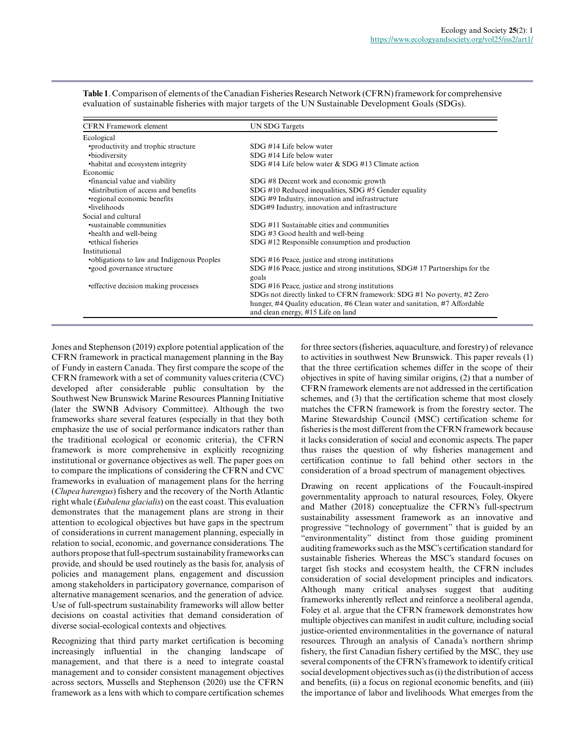**Table 1**. Comparison of elements of the Canadian Fisheries Research Network (CFRN) framework for comprehensive evaluation of sustainable fisheries with major targets of the UN Sustainable Development Goals (SDGs).

| CFRN Framework element | UN SDG Targets |
|---|---|
| Ecological | |
| •productivity and trophic structure | SDG #14 Life below water |
| •biodiversity | SDG #14 Life below water |
| •habitat and ecosystem integrity | SDG #14 Life below water & SDG #13 Climate action |
| Economic | |
| •financial value and viability | SDG #8 Decent work and economic growth |
| •distribution of access and benefits | SDG #10 Reduced inequalities, SDG #5 Gender equality |
| •regional economic benefits | SDG #9 Industry, innovation and infrastructure |
| •livelihoods | SDG#9 Industry, innovation and infrastructure |
| Social and cultural | |
| •sustainable communities | SDG #11 Sustainable cities and communities |
| •health and well-being | SDG #3 Good health and well-being |
| •ethical fisheries | SDG #12 Responsible consumption and production |
| Institutional | |
| •obligations to law and Indigenous Peoples | SDG #16 Peace, justice and strong institutions |
| •good governance structure | SDG #16 Peace, justice and strong institutions, SDG# 17 Partnerships for the goals |
| •effective decision making processes | SDG #16 Peace, justice and strong institutions |
| | SDGs not directly linked to CFRN framework: SDG #1 No poverty, #2 Zero hunger, #4 Quality education, #6 Clean water and sanitation, #7 Affordable and clean energy, #15 Life on land |

Jones and Stephenson (2019) explore potential application of the CFRN framework in practical management planning in the Bay of Fundy in eastern Canada. They first compare the scope of the CFRN framework with a set of community values criteria (CVC) developed after considerable public consultation by the Southwest New Brunswick Marine Resources Planning Initiative (later the SWNB Advisory Committee). Although the two frameworks share several features (especially in that they both emphasize the use of social performance indicators rather than the traditional ecological or economic criteria), the CFRN framework is more comprehensive in explicitly recognizing institutional or governance objectives as well. The paper goes on to compare the implications of considering the CFRN and CVC frameworks in evaluation of management plans for the herring (*Clupea harengus*) fishery and the recovery of the North Atlantic right whale (*Eubalena glacialis*) on the east coast. This evaluation demonstrates that the management plans are strong in their attention to ecological objectives but have gaps in the spectrum of considerations in current management planning, especially in relation to social, economic, and governance considerations. The authors propose that full-spectrum sustainability frameworks can provide, and should be used routinely as the basis for, analysis of policies and management plans, engagement and discussion among stakeholders in participatory governance, comparison of alternative management scenarios, and the generation of advice. Use of full-spectrum sustainability frameworks will allow better decisions on coastal activities that demand consideration of diverse social-ecological contexts and objectives.

Recognizing that third party market certification is becoming increasingly influential in the changing landscape of management, and that there is a need to integrate coastal management and to consider consistent management objectives across sectors, Mussells and Stephenson (2020) use the CFRN framework as a lens with which to compare certification schemes for three sectors (fisheries, aquaculture, and forestry) of relevance to activities in southwest New Brunswick. This paper reveals (1) that the three certification schemes differ in the scope of their objectives in spite of having similar origins, (2) that a number of CFRN framework elements are not addressed in the certification schemes, and (3) that the certification scheme that most closely matches the CFRN framework is from the forestry sector. The Marine Stewardship Council (MSC) certification scheme for fisheries is the most different from the CFRN framework because it lacks consideration of social and economic aspects. The paper thus raises the question of why fisheries management and certification continue to fall behind other sectors in the consideration of a broad spectrum of management objectives.

Drawing on recent applications of the Foucault-inspired governmentality approach to natural resources, Foley, Okyere and Mather (2018) conceptualize the CFRN's full-spectrum sustainability assessment framework as an innovative and progressive "technology of government" that is guided by an "environmentality" distinct from those guiding prominent auditing frameworks such as the MSC's certification standard for sustainable fisheries. Whereas the MSC's standard focuses on target fish stocks and ecosystem health, the CFRN includes consideration of social development principles and indicators. Although many critical analyses suggest that auditing frameworks inherently reflect and reinforce a neoliberal agenda, Foley et al. argue that the CFRN framework demonstrates how multiple objectives can manifest in audit culture, including social justice-oriented environmentalities in the governance of natural resources. Through an analysis of Canada's northern shrimp fishery, the first Canadian fishery certified by the MSC, they use several components of the CFRN's framework to identify critical social development objectives such as (i) the distribution of access and benefits, (ii) a focus on regional economic benefits, and (iii) the importance of labor and livelihoods. What emerges from the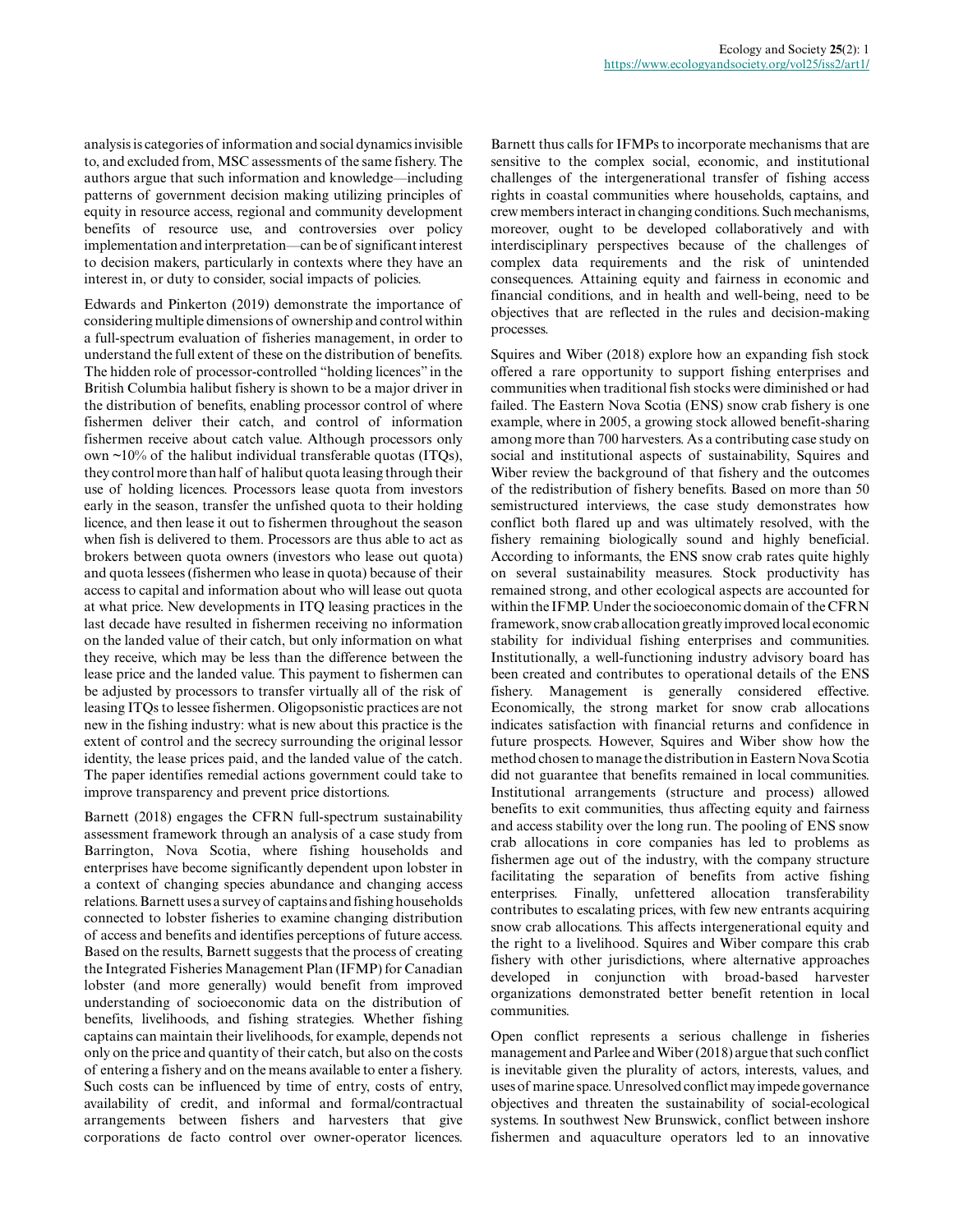analysis is categories of information and social dynamics invisible to, and excluded from, MSC assessments of the same fishery. The authors argue that such information and knowledge—including patterns of government decision making utilizing principles of equity in resource access, regional and community development benefits of resource use, and controversies over policy implementation and interpretation—can be of significant interest to decision makers, particularly in contexts where they have an interest in, or duty to consider, social impacts of policies.

Edwards and Pinkerton (2019) demonstrate the importance of considering multiple dimensions of ownership and control within a full-spectrum evaluation of fisheries management, in order to understand the full extent of these on the distribution of benefits. The hidden role of processor-controlled "holding licences" in the British Columbia halibut fishery is shown to be a major driver in the distribution of benefits, enabling processor control of where fishermen deliver their catch, and control of information fishermen receive about catch value. Although processors only own ~10% of the halibut individual transferable quotas (ITQs), they control more than half of halibut quota leasing through their use of holding licences. Processors lease quota from investors early in the season, transfer the unfished quota to their holding licence, and then lease it out to fishermen throughout the season when fish is delivered to them. Processors are thus able to act as brokers between quota owners (investors who lease out quota) and quota lessees (fishermen who lease in quota) because of their access to capital and information about who will lease out quota at what price. New developments in ITQ leasing practices in the last decade have resulted in fishermen receiving no information on the landed value of their catch, but only information on what they receive, which may be less than the difference between the lease price and the landed value. This payment to fishermen can be adjusted by processors to transfer virtually all of the risk of leasing ITQs to lessee fishermen. Oligopsonistic practices are not new in the fishing industry: what is new about this practice is the extent of control and the secrecy surrounding the original lessor identity, the lease prices paid, and the landed value of the catch. The paper identifies remedial actions government could take to improve transparency and prevent price distortions.

Barnett (2018) engages the CFRN full-spectrum sustainability assessment framework through an analysis of a case study from Barrington, Nova Scotia, where fishing households and enterprises have become significantly dependent upon lobster in a context of changing species abundance and changing access relations. Barnett uses a survey of captains and fishing households connected to lobster fisheries to examine changing distribution of access and benefits and identifies perceptions of future access. Based on the results, Barnett suggests that the process of creating the Integrated Fisheries Management Plan (IFMP) for Canadian lobster (and more generally) would benefit from improved understanding of socioeconomic data on the distribution of benefits, livelihoods, and fishing strategies. Whether fishing captains can maintain their livelihoods, for example, depends not only on the price and quantity of their catch, but also on the costs of entering a fishery and on the means available to enter a fishery. Such costs can be influenced by time of entry, costs of entry, availability of credit, and informal and formal/contractual arrangements between fishers and harvesters that give corporations de facto control over owner-operator licences. Barnett thus calls for IFMPs to incorporate mechanisms that are sensitive to the complex social, economic, and institutional challenges of the intergenerational transfer of fishing access rights in coastal communities where households, captains, and crew members interact in changing conditions. Such mechanisms, moreover, ought to be developed collaboratively and with interdisciplinary perspectives because of the challenges of complex data requirements and the risk of unintended consequences. Attaining equity and fairness in economic and financial conditions, and in health and well-being, need to be objectives that are reflected in the rules and decision-making processes.

Squires and Wiber (2018) explore how an expanding fish stock offered a rare opportunity to support fishing enterprises and communities when traditional fish stocks were diminished or had failed. The Eastern Nova Scotia (ENS) snow crab fishery is one example, where in 2005, a growing stock allowed benefit-sharing among more than 700 harvesters. As a contributing case study on social and institutional aspects of sustainability, Squires and Wiber review the background of that fishery and the outcomes of the redistribution of fishery benefits. Based on more than 50 semistructured interviews, the case study demonstrates how conflict both flared up and was ultimately resolved, with the fishery remaining biologically sound and highly beneficial. According to informants, the ENS snow crab rates quite highly on several sustainability measures. Stock productivity has remained strong, and other ecological aspects are accounted for within the IFMP. Under the socioeconomic domain of the CFRN framework, snow crab allocation greatly improved local economic stability for individual fishing enterprises and communities. Institutionally, a well-functioning industry advisory board has been created and contributes to operational details of the ENS fishery. Management is generally considered effective. Economically, the strong market for snow crab allocations indicates satisfaction with financial returns and confidence in future prospects. However, Squires and Wiber show how the method chosen to manage the distribution in Eastern Nova Scotia did not guarantee that benefits remained in local communities. Institutional arrangements (structure and process) allowed benefits to exit communities, thus affecting equity and fairness and access stability over the long run. The pooling of ENS snow crab allocations in core companies has led to problems as fishermen age out of the industry, with the company structure facilitating the separation of benefits from active fishing enterprises. Finally, unfettered allocation transferability contributes to escalating prices, with few new entrants acquiring snow crab allocations. This affects intergenerational equity and the right to a livelihood. Squires and Wiber compare this crab fishery with other jurisdictions, where alternative approaches developed in conjunction with broad-based harvester organizations demonstrated better benefit retention in local communities.

Open conflict represents a serious challenge in fisheries management and Parlee and Wiber (2018) argue that such conflict is inevitable given the plurality of actors, interests, values, and uses of marine space. Unresolved conflict may impede governance objectives and threaten the sustainability of social-ecological systems. In southwest New Brunswick, conflict between inshore fishermen and aquaculture operators led to an innovative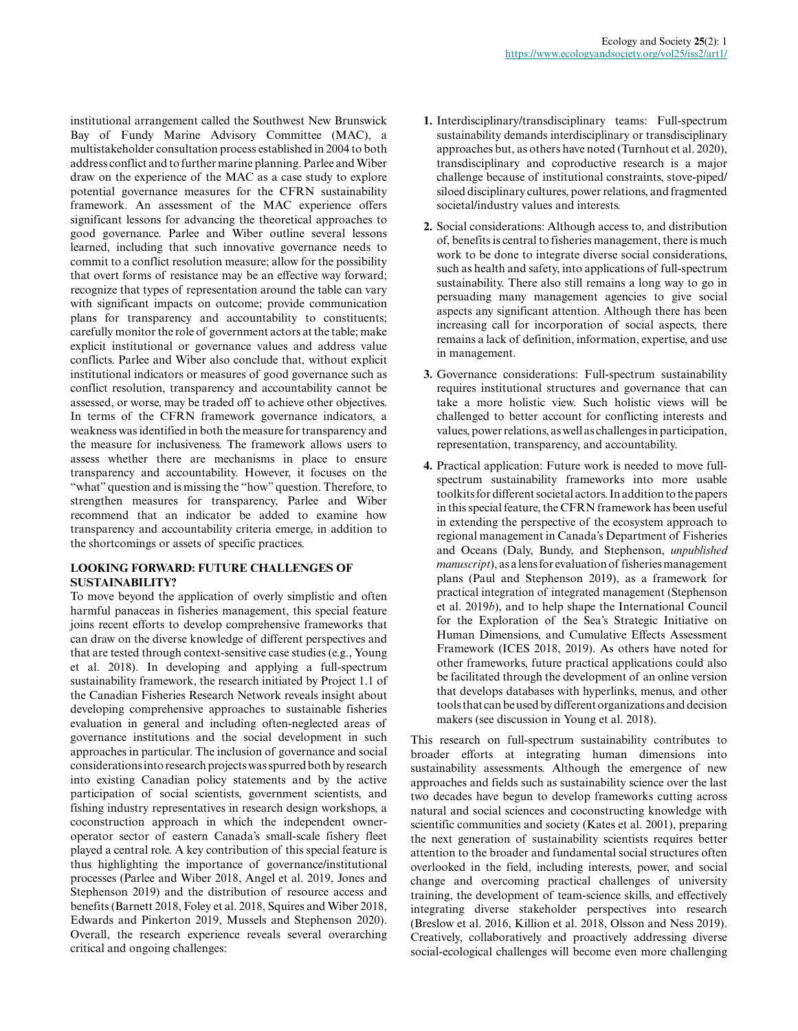institutional arrangement called the Southwest New Brunswick Bay of Fundy Marine Advisory Committee (MAC), a multistakeholder consultation process established in 2004 to both address conflict and to further marine planning. Parlee and Wiber draw on the experience of the MAC as a case study to explore potential governance measures for the CFRN sustainability framework. An assessment of the MAC experience offers significant lessons for advancing the theoretical approaches to good governance. Parlee and Wiber outline several lessons learned, including that such innovative governance needs to commit to a conflict resolution measure; allow for the possibility that overt forms of resistance may be an effective way forward; recognize that types of representation around the table can vary with significant impacts on outcome; provide communication plans for transparency and accountability to constituents; carefully monitor the role of government actors at the table; make explicit institutional or governance values and address value conflicts. Parlee and Wiber also conclude that, without explicit institutional indicators or measures of good governance such as conflict resolution, transparency and accountability cannot be assessed, or worse, may be traded off to achieve other objectives. In terms of the CFRN framework governance indicators, a weakness was identified in both the measure for transparency and the measure for inclusiveness. The framework allows users to assess whether there are mechanisms in place to ensure transparency and accountability. However, it focuses on the "what" question and is missing the "how" question. Therefore, to strengthen measures for transparency, Parlee and Wiber recommend that an indicator be added to examine how transparency and accountability criteria emerge, in addition to the shortcomings or assets of specific practices.

## LOOKING FORWARD: FUTURE CHALLENGES OF SUSTAINABILITY?

To move beyond the application of overly simplistic and often harmful panaceas in fisheries management, this special feature joins recent efforts to develop comprehensive frameworks that can draw on the diverse knowledge of different perspectives and that are tested through context-sensitive case studies (e.g., Young et al. 2018). In developing and applying a full-spectrum sustainability framework, the research initiated by Project 1.1 of the Canadian Fisheries Research Network reveals insight about developing comprehensive approaches to sustainable fisheries evaluation in general and including often-neglected areas of governance institutions and the social development in such approaches in particular. The inclusion of governance and social considerations into research projects was spurred both by research into existing Canadian policy statements and by the active participation of social scientists, government scientists, and fishing industry representatives in research design workshops, a coconstruction approach in which the independent owner-operator sector of eastern Canada's small-scale fishery fleet played a central role. A key contribution of this special feature is thus highlighting the importance of governance/institutional processes (Parlee and Wiber 2018, Angel et al. 2019, Jones and Stephenson 2019) and the distribution of resource access and benefits (Barnett 2018, Foley et al. 2018, Squires and Wiber 2018, Edwards and Pinkerton 2019, Mussels and Stephenson 2020). Overall, the research experience reveals several overarching critical and ongoing challenges:

1. Interdisciplinary/transdisciplinary teams: Full-spectrum sustainability demands interdisciplinary or transdisciplinary approaches but, as others have noted (Turnhout et al. 2020), transdisciplinary and coproductive research is a major challenge because of institutional constraints, stove-piped/siloed disciplinary cultures, power relations, and fragmented societal/industry values and interests.
2. Social considerations: Although access to, and distribution of, benefits is central to fisheries management, there is much work to be done to integrate diverse social considerations, such as health and safety, into applications of full-spectrum sustainability. There also still remains a long way to go in persuading many management agencies to give social aspects any significant attention. Although there has been increasing call for incorporation of social aspects, there remains a lack of definition, information, expertise, and use in management.
3. Governance considerations: Full-spectrum sustainability requires institutional structures and governance that can take a more holistic view. Such holistic views will be challenged to better account for conflicting interests and values, power relations, as well as challenges in participation, representation, transparency, and accountability.
4. Practical application: Future work is needed to move full-spectrum sustainability frameworks into more usable toolkits for different societal actors. In addition to the papers in this special feature, the CFRN framework has been useful in extending the perspective of the ecosystem approach to regional management in Canada's Department of Fisheries and Oceans (Daly, Bundy, and Stephenson, *unpublished manuscript*), as a lens for evaluation of fisheries management plans (Paul and Stephenson 2019), as a framework for practical integration of integrated management (Stephenson et al. 2019*b*), and to help shape the International Council for the Exploration of the Sea's Strategic Initiative on Human Dimensions, and Cumulative Effects Assessment Framework (ICES 2018, 2019). As others have noted for other frameworks, future practical applications could also be facilitated through the development of an online version that develops databases with hyperlinks, menus, and other tools that can be used by different organizations and decision makers (see discussion in Young et al. 2018).

This research on full-spectrum sustainability contributes to broader efforts at integrating human dimensions into sustainability assessments. Although the emergence of new approaches and fields such as sustainability science over the last two decades have begun to develop frameworks cutting across natural and social sciences and coconstructing knowledge with scientific communities and society (Kates et al. 2001), preparing the next generation of sustainability scientists requires better attention to the broader and fundamental social structures often overlooked in the field, including interests, power, and social change and overcoming practical challenges of university training, the development of team-science skills, and effectively integrating diverse stakeholder perspectives into research (Breslow et al. 2016, Killion et al. 2018, Olsson and Ness 2019). Creatively, collaboratively and proactively addressing diverse social-ecological challenges will become even more challenging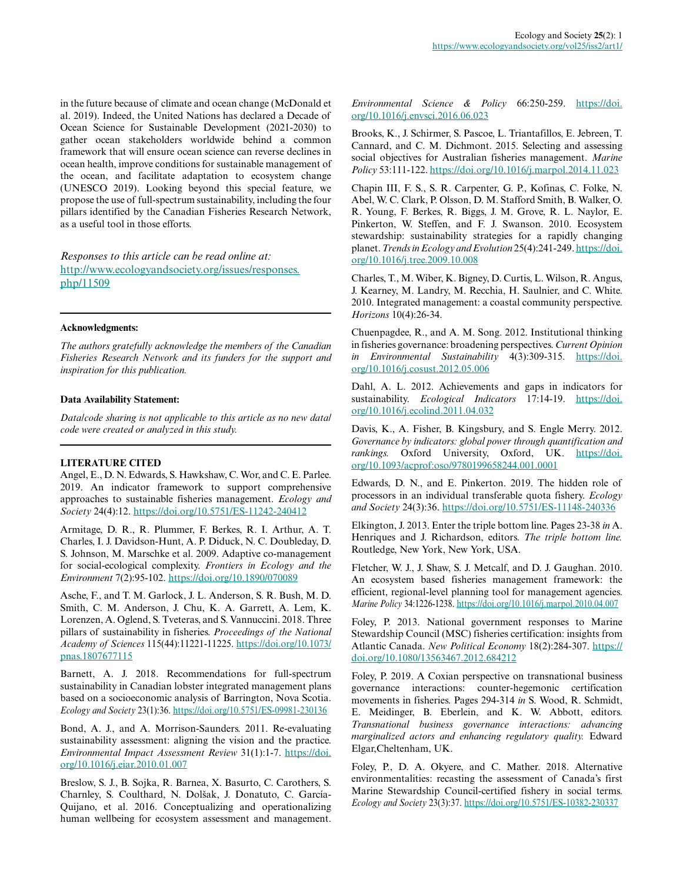in the future because of climate and ocean change (McDonald et al. 2019). Indeed, the United Nations has declared a Decade of Ocean Science for Sustainable Development (2021-2030) to gather ocean stakeholders worldwide behind a common framework that will ensure ocean science can reverse declines in ocean health, improve conditions for sustainable management of the ocean, and facilitate adaptation to ecosystem change (UNESCO 2019). Looking beyond this special feature, we propose the use of full-spectrum sustainability, including the four pillars identified by the Canadian Fisheries Research Network, as a useful tool in those efforts.

*Responses to this article can be read online at:* http://www.ecologyandsociety.org/issues/responses.php/11509

**Acknowledgments:**

*The authors gratefully acknowledge the members of the Canadian Fisheries Research Network and its funders for the support and inspiration for this publication.*

**Data Availability Statement:**

*Data/code sharing is not applicable to this article as no new data/code were created or analyzed in this study.*

## LITERATURE CITED

Angel, E., D. N. Edwards, S. Hawkshaw, C. Wor, and C. E. Parlee. 2019. An indicator framework to support comprehensive approaches to sustainable fisheries management. *Ecology and Society* 24(4):12. https://doi.org/10.5751/ES-11242-240412

Armitage, D. R., R. Plummer, F. Berkes, R. I. Arthur, A. T. Charles, I. J. Davidson-Hunt, A. P. Diduck, N. C. Doubleday, D. S. Johnson, M. Marschke et al. 2009. Adaptive co-management for social-ecological complexity. *Frontiers in Ecology and the Environment* 7(2):95-102. https://doi.org/10.1890/070089

Asche, F., and T. M. Garlock, J. L. Anderson, S. R. Bush, M. D. Smith, C. M. Anderson, J. Chu, K. A. Garrett, A. Lem, K. Lorenzen, A. Oglend, S. Tveteras, and S. Vannuccini. 2018. Three pillars of sustainability in fisheries. *Proceedings of the National Academy of Sciences* 115(44):11221-11225. https://doi.org/10.1073/pnas.1807677115

Barnett, A. J. 2018. Recommendations for full-spectrum sustainability in Canadian lobster integrated management plans based on a socioeconomic analysis of Barrington, Nova Scotia. *Ecology and Society* 23(1):36. https://doi.org/10.5751/ES-09981-230136

Bond, A. J., and A. Morrison-Saunders. 2011. Re-evaluating sustainability assessment: aligning the vision and the practice. *Environmental Impact Assessment Review* 31(1):1-7. https://doi.org/10.1016/j.eiar.2010.01.007

Breslow, S. J., B. Sojka, R. Barnea, X. Basurto, C. Carothers, S. Charnley, S. Coulthard, N. Dolšak, J. Donatuto, C. García-Quijano, et al. 2016. Conceptualizing and operationalizing human wellbeing for ecosystem assessment and management. *Environmental Science & Policy* 66:250-259. https://doi.org/10.1016/j.envsci.2016.06.023

Brooks, K., J. Schirmer, S. Pascoe, L. Triantafillos, E. Jebreen, T. Cannard, and C. M. Dichmont. 2015. Selecting and assessing social objectives for Australian fisheries management. *Marine Policy* 53:111-122. https://doi.org/10.1016/j.marpol.2014.11.023

Chapin III, F. S., S. R. Carpenter, G. P., Kofinas, C. Folke, N. Abel, W. C. Clark, P. Olsson, D. M. Stafford Smith, B. Walker, O. R. Young, F. Berkes, R. Biggs, J. M. Grove, R. L. Naylor, E. Pinkerton, W. Steffen, and F. J. Swanson. 2010. Ecosystem stewardship: sustainability strategies for a rapidly changing planet. *Trends in Ecology and Evolution* 25(4):241-249. https://doi.org/10.1016/j.tree.2009.10.008

Charles, T., M. Wiber, K. Bigney, D. Curtis, L. Wilson, R. Angus, J. Kearney, M. Landry, M. Recchia, H. Saulnier, and C. White. 2010. Integrated management: a coastal community perspective. *Horizons* 10(4):26-34.

Chuenpagdee, R., and A. M. Song. 2012. Institutional thinking in fisheries governance: broadening perspectives. *Current Opinion in Environmental Sustainability* 4(3):309-315. https://doi.org/10.1016/j.cosust.2012.05.006

Dahl, A. L. 2012. Achievements and gaps in indicators for sustainability. *Ecological Indicators* 17:14-19. https://doi.org/10.1016/j.ecolind.2011.04.032

Davis, K., A. Fisher, B. Kingsbury, and S. Engle Merry. 2012. *Governance by indicators: global power through quantification and rankings.* Oxford University, Oxford, UK. https://doi.org/10.1093/acprof:oso/9780199658244.001.0001

Edwards, D. N., and E. Pinkerton. 2019. The hidden role of processors in an individual transferable quota fishery. *Ecology and Society* 24(3):36. https://doi.org/10.5751/ES-11148-240336

Elkington, J. 2013. Enter the triple bottom line. Pages 23-38 *in* A. Henriques and J. Richardson, editors. *The triple bottom line.* Routledge, New York, New York, USA.

Fletcher, W. J., J. Shaw, S. J. Metcalf, and D. J. Gaughan. 2010. An ecosystem based fisheries management framework: the efficient, regional-level planning tool for management agencies. *Marine Policy* 34:1226-1238. https://doi.org/10.1016/j.marpol.2010.04.007

Foley, P. 2013. National government responses to Marine Stewardship Council (MSC) fisheries certification: insights from Atlantic Canada. *New Political Economy* 18(2):284-307. https://doi.org/10.1080/13563467.2012.684212

Foley, P. 2019. A Coxian perspective on transnational business governance interactions: counter-hegemonic certification movements in fisheries. Pages 294-314 *in* S. Wood, R. Schmidt, E. Meidinger, B. Eberlein, and K. W. Abbott, editors. *Transnational business governance interactions: advancing marginalized actors and enhancing regulatory quality.* Edward Elgar,Cheltenham, UK.

Foley, P., D. A. Okyere, and C. Mather. 2018. Alternative environmentalities: recasting the assessment of Canada's first Marine Stewardship Council-certified fishery in social terms. *Ecology and Society* 23(3):37. https://doi.org/10.5751/ES-10382-230337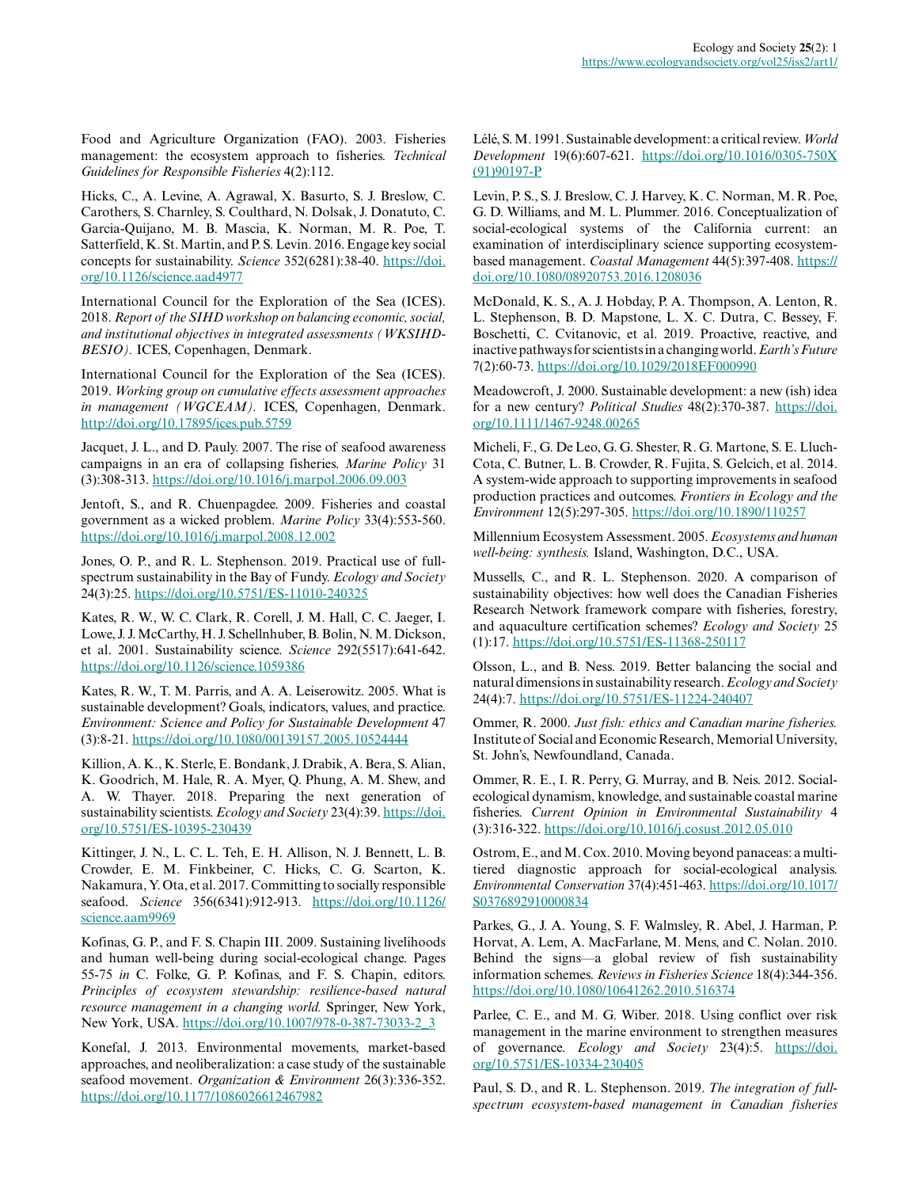Food and Agriculture Organization (FAO). 2003. Fisheries management: the ecosystem approach to fisheries. *Technical Guidelines for Responsible Fisheries* 4(2):112.

Hicks, C., A. Levine, A. Agrawal, X. Basurto, S. J. Breslow, C. Carothers, S. Charnley, S. Coulthard, N. Dolsak, J. Donatuto, C. Garcia-Quijano, M. B. Mascia, K. Norman, M. R. Poe, T. Satterfield, K. St. Martin, and P. S. Levin. 2016. Engage key social concepts for sustainability. *Science* 352(6281):38-40. https://doi.org/10.1126/science.aad4977

International Council for the Exploration of the Sea (ICES). 2018. *Report of the SIHD workshop on balancing economic, social, and institutional objectives in integrated assessments (WKSIHD-BESIO).* ICES, Copenhagen, Denmark.

International Council for the Exploration of the Sea (ICES). 2019. *Working group on cumulative effects assessment approaches in management (WGCEAM).* ICES, Copenhagen, Denmark. http://doi.org/10.17895/ices.pub.5759

Jacquet, J. L., and D. Pauly. 2007. The rise of seafood awareness campaigns in an era of collapsing fisheries. *Marine Policy* 31 (3):308-313. https://doi.org/10.1016/j.marpol.2006.09.003

Jentoft, S., and R. Chuenpagdee. 2009. Fisheries and coastal government as a wicked problem. *Marine Policy* 33(4):553-560. https://doi.org/10.1016/j.marpol.2008.12.002

Jones, O. P., and R. L. Stephenson. 2019. Practical use of full-spectrum sustainability in the Bay of Fundy. *Ecology and Society* 24(3):25. https://doi.org/10.5751/ES-11010-240325

Kates, R. W., W. C. Clark, R. Corell, J. M. Hall, C. C. Jaeger, I. Lowe, J. J. McCarthy, H. J. Schellnhuber, B. Bolin, N. M. Dickson, et al. 2001. Sustainability science. *Science* 292(5517):641-642. https://doi.org/10.1126/science.1059386

Kates, R. W., T. M. Parris, and A. A. Leiserowitz. 2005. What is sustainable development? Goals, indicators, values, and practice. *Environment: Science and Policy for Sustainable Development* 47 (3):8-21. https://doi.org/10.1080/00139157.2005.10524444

Killion, A. K., K. Sterle, E. Bondank, J. Drabik, A. Bera, S. Alian, K. Goodrich, M. Hale, R. A. Myer, Q. Phung, A. M. Shew, and A. W. Thayer. 2018. Preparing the next generation of sustainability scientists. *Ecology and Society* 23(4):39. https://doi.org/10.5751/ES-10395-230439

Kittinger, J. N., L. C. L. Teh, E. H. Allison, N. J. Bennett, L. B. Crowder, E. M. Finkbeiner, C. Hicks, C. G. Scarton, K. Nakamura, Y. Ota, et al. 2017. Committing to socially responsible seafood. *Science* 356(6341):912-913. https://doi.org/10.1126/science.aam9969

Kofinas, G. P., and F. S. Chapin III. 2009. Sustaining livelihoods and human well-being during social-ecological change. Pages 55-75 *in* C. Folke, G. P. Kofinas, and F. S. Chapin, editors. *Principles of ecosystem stewardship: resilience-based natural resource management in a changing world.* Springer, New York, New York, USA. https://doi.org/10.1007/978-0-387-73033-2_3

Konefal, J. 2013. Environmental movements, market-based approaches, and neoliberalization: a case study of the sustainable seafood movement. *Organization & Environment* 26(3):336-352. https://doi.org/10.1177/1086026612467982

Lélé, S. M. 1991. Sustainable development: a critical review. *World Development* 19(6):607-621. https://doi.org/10.1016/0305-750X(91)90197-P

Levin, P. S., S. J. Breslow, C. J. Harvey, K. C. Norman, M. R. Poe, G. D. Williams, and M. L. Plummer. 2016. Conceptualization of social-ecological systems of the California current: an examination of interdisciplinary science supporting ecosystem-based management. *Coastal Management* 44(5):397-408. https://doi.org/10.1080/08920753.2016.1208036

McDonald, K. S., A. J. Hobday, P. A. Thompson, A. Lenton, R. L. Stephenson, B. D. Mapstone, L. X. C. Dutra, C. Bessey, F. Boschetti, C. Cvitanovic, et al. 2019. Proactive, reactive, and inactive pathways for scientists in a changing world. *Earth's Future* 7(2):60-73. https://doi.org/10.1029/2018EF000990

Meadowcroft, J. 2000. Sustainable development: a new (ish) idea for a new century? *Political Studies* 48(2):370-387. https://doi.org/10.1111/1467-9248.00265

Micheli, F., G. De Leo, G. G. Shester, R. G. Martone, S. E. Lluch-Cota, C. Butner, L. B. Crowder, R. Fujita, S. Gelcich, et al. 2014. A system-wide approach to supporting improvements in seafood production practices and outcomes. *Frontiers in Ecology and the Environment* 12(5):297-305. https://doi.org/10.1890/110257

Millennium Ecosystem Assessment. 2005. *Ecosystems and human well-being: synthesis.* Island, Washington, D.C., USA.

Mussells, C., and R. L. Stephenson. 2020. A comparison of sustainability objectives: how well does the Canadian Fisheries Research Network framework compare with fisheries, forestry, and aquaculture certification schemes? *Ecology and Society* 25 (1):17. https://doi.org/10.5751/ES-11368-250117

Olsson, L., and B. Ness. 2019. Better balancing the social and natural dimensions in sustainability research. *Ecology and Society* 24(4):7. https://doi.org/10.5751/ES-11224-240407

Ommer, R. 2000. *Just fish: ethics and Canadian marine fisheries.* Institute of Social and Economic Research, Memorial University, St. John's, Newfoundland, Canada.

Ommer, R. E., I. R. Perry, G. Murray, and B. Neis. 2012. Social-ecological dynamism, knowledge, and sustainable coastal marine fisheries. *Current Opinion in Environmental Sustainability* 4 (3):316-322. https://doi.org/10.1016/j.cosust.2012.05.010

Ostrom, E., and M. Cox. 2010. Moving beyond panaceas: a multi-tiered diagnostic approach for social-ecological analysis. *Environmental Conservation* 37(4):451-463. https://doi.org/10.1017/S0376892910000834

Parkes, G., J. A. Young, S. F. Walmsley, R. Abel, J. Harman, P. Horvat, A. Lem, A. MacFarlane, M. Mens, and C. Nolan. 2010. Behind the signs—a global review of fish sustainability information schemes. *Reviews in Fisheries Science* 18(4):344-356. https://doi.org/10.1080/10641262.2010.516374

Parlee, C. E., and M. G. Wiber. 2018. Using conflict over risk management in the marine environment to strengthen measures of governance. *Ecology and Society* 23(4):5. https://doi.org/10.5751/ES-10334-230405

Paul, S. D., and R. L. Stephenson. 2019. *The integration of full-spectrum ecosystem-based management in Canadian fisheries*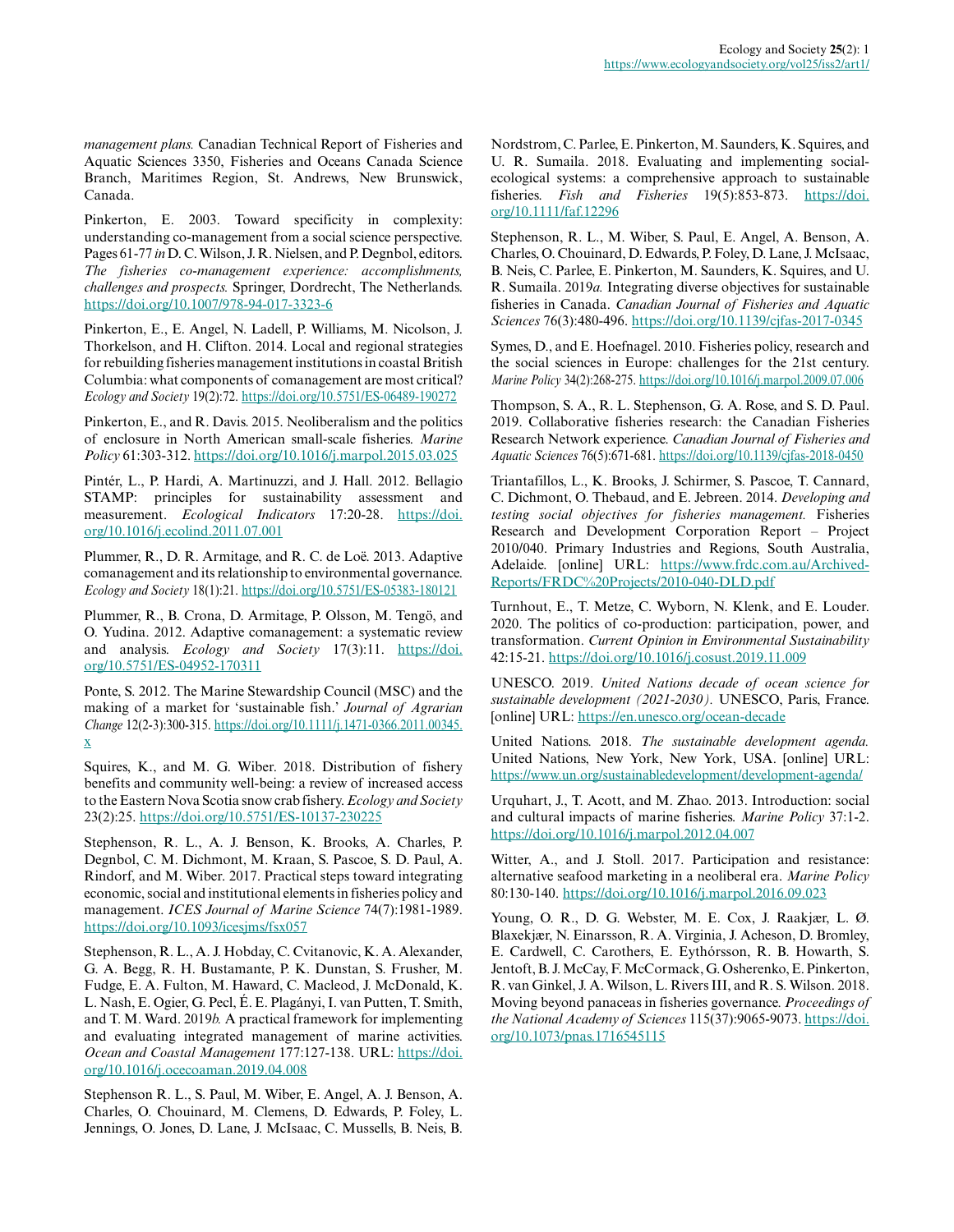*management plans.* Canadian Technical Report of Fisheries and Aquatic Sciences 3350, Fisheries and Oceans Canada Science Branch, Maritimes Region, St. Andrews, New Brunswick, Canada.

Pinkerton, E. 2003. Toward specificity in complexity: understanding co-management from a social science perspective. Pages 61-77 *in* D. C. Wilson, J. R. Nielsen, and P. Degnbol, editors. *The fisheries co-management experience: accomplishments, challenges and prospects.* Springer, Dordrecht, The Netherlands. https://doi.org/10.1007/978-94-017-3323-6

Pinkerton, E., E. Angel, N. Ladell, P. Williams, M. Nicolson, J. Thorkelson, and H. Clifton. 2014. Local and regional strategies for rebuilding fisheries management institutions in coastal British Columbia: what components of comanagement are most critical? *Ecology and Society* 19(2):72. https://doi.org/10.5751/ES-06489-190272

Pinkerton, E., and R. Davis. 2015. Neoliberalism and the politics of enclosure in North American small-scale fisheries. *Marine Policy* 61:303-312. https://doi.org/10.1016/j.marpol.2015.03.025

Pintér, L., P. Hardi, A. Martinuzzi, and J. Hall. 2012. Bellagio STAMP: principles for sustainability assessment and measurement. *Ecological Indicators* 17:20-28. https://doi.org/10.1016/j.ecolind.2011.07.001

Plummer, R., D. R. Armitage, and R. C. de Loë. 2013. Adaptive comanagement and its relationship to environmental governance. *Ecology and Society* 18(1):21. https://doi.org/10.5751/ES-05383-180121

Plummer, R., B. Crona, D. Armitage, P. Olsson, M. Tengö, and O. Yudina. 2012. Adaptive comanagement: a systematic review and analysis. *Ecology and Society* 17(3):11. https://doi.org/10.5751/ES-04952-170311

Ponte, S. 2012. The Marine Stewardship Council (MSC) and the making of a market for 'sustainable fish.' *Journal of Agrarian Change* 12(2-3):300-315. https://doi.org/10.1111/j.1471-0366.2011.00345.x

Squires, K., and M. G. Wiber. 2018. Distribution of fishery benefits and community well-being: a review of increased access to the Eastern Nova Scotia snow crab fishery. *Ecology and Society* 23(2):25. https://doi.org/10.5751/ES-10137-230225

Stephenson, R. L., A. J. Benson, K. Brooks, A. Charles, P. Degnbol, C. M. Dichmont, M. Kraan, S. Pascoe, S. D. Paul, A. Rindorf, and M. Wiber. 2017. Practical steps toward integrating economic, social and institutional elements in fisheries policy and management. *ICES Journal of Marine Science* 74(7):1981-1989. https://doi.org/10.1093/icesjms/fsx057

Stephenson, R. L., A. J. Hobday, C. Cvitanovic, K. A. Alexander, G. A. Begg, R. H. Bustamante, P. K. Dunstan, S. Frusher, M. Fudge, E. A. Fulton, M. Haward, C. Macleod, J. McDonald, K. L. Nash, E. Ogier, G. Pecl, É. E. Plagányi, I. van Putten, T. Smith, and T. M. Ward. 2019*b.* A practical framework for implementing and evaluating integrated management of marine activities. *Ocean and Coastal Management* 177:127-138. URL: https://doi.org/10.1016/j.ocecoaman.2019.04.008

Stephenson R. L., S. Paul, M. Wiber, E. Angel, A. J. Benson, A. Charles, O. Chouinard, M. Clemens, D. Edwards, P. Foley, L. Jennings, O. Jones, D. Lane, J. McIsaac, C. Mussells, B. Neis, B. Nordstrom, C. Parlee, E. Pinkerton, M. Saunders, K. Squires, and U. R. Sumaila. 2018. Evaluating and implementing social-ecological systems: a comprehensive approach to sustainable fisheries. *Fish and Fisheries* 19(5):853-873. https://doi.org/10.1111/faf.12296

Stephenson, R. L., M. Wiber, S. Paul, E. Angel, A. Benson, A. Charles, O. Chouinard, D. Edwards, P. Foley, D. Lane, J. McIsaac, B. Neis, C. Parlee, E. Pinkerton, M. Saunders, K. Squires, and U. R. Sumaila. 2019*a.* Integrating diverse objectives for sustainable fisheries in Canada. *Canadian Journal of Fisheries and Aquatic Sciences* 76(3):480-496. https://doi.org/10.1139/cjfas-2017-0345

Symes, D., and E. Hoefnagel. 2010. Fisheries policy, research and the social sciences in Europe: challenges for the 21st century. *Marine Policy* 34(2):268-275. https://doi.org/10.1016/j.marpol.2009.07.006

Thompson, S. A., R. L. Stephenson, G. A. Rose, and S. D. Paul. 2019. Collaborative fisheries research: the Canadian Fisheries Research Network experience. *Canadian Journal of Fisheries and Aquatic Sciences* 76(5):671-681. https://doi.org/10.1139/cjfas-2018-0450

Triantafillos, L., K. Brooks, J. Schirmer, S. Pascoe, T. Cannard, C. Dichmont, O. Thebaud, and E. Jebreen. 2014. *Developing and testing social objectives for fisheries management.* Fisheries Research and Development Corporation Report – Project 2010/040. Primary Industries and Regions, South Australia, Adelaide. [online] URL: https://www.frdc.com.au/Archived-Reports/FRDC%20Projects/2010-040-DLD.pdf

Turnhout, E., T. Metze, C. Wyborn, N. Klenk, and E. Louder. 2020. The politics of co-production: participation, power, and transformation. *Current Opinion in Environmental Sustainability* 42:15-21. https://doi.org/10.1016/j.cosust.2019.11.009

UNESCO. 2019. *United Nations decade of ocean science for sustainable development (2021-2030).* UNESCO, Paris, France. [online] URL: https://en.unesco.org/ocean-decade

United Nations. 2018. *The sustainable development agenda.* United Nations, New York, New York, USA. [online] URL: https://www.un.org/sustainabledevelopment/development-agenda/

Urquhart, J., T. Acott, and M. Zhao. 2013. Introduction: social and cultural impacts of marine fisheries. *Marine Policy* 37:1-2. https://doi.org/10.1016/j.marpol.2012.04.007

Witter, A., and J. Stoll. 2017. Participation and resistance: alternative seafood marketing in a neoliberal era. *Marine Policy* 80:130-140. https://doi.org/10.1016/j.marpol.2016.09.023

Young, O. R., D. G. Webster, M. E. Cox, J. Raakjær, L. Ø. Blaxekjær, N. Einarsson, R. A. Virginia, J. Acheson, D. Bromley, E. Cardwell, C. Carothers, E. Eythórsson, R. B. Howarth, S. Jentoft, B. J. McCay, F. McCormack, G. Osherenko, E. Pinkerton, R. van Ginkel, J. A. Wilson, L. Rivers III, and R. S. Wilson. 2018. Moving beyond panaceas in fisheries governance. *Proceedings of the National Academy of Sciences* 115(37):9065-9073. https://doi.org/10.1073/pnas.1716545115